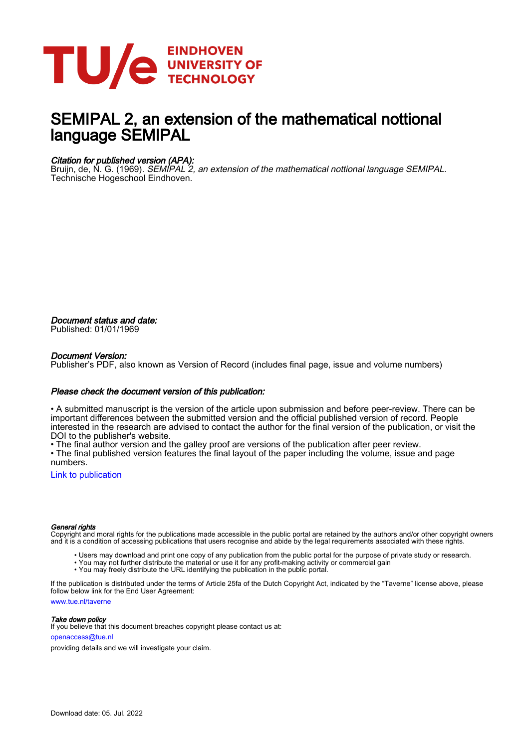# SEMIPAL 2, an extension of the mathematical nottional language SEMIPAL

*Citation for published version (APA):*

Bruijn, de, N. G. (1969). *SEMIPAL 2, an extension of the mathematical nottional language SEMIPAL*. Technische Hogeschool Eindhoven.

*Document status and date:*

Published: 01/01/1969

*Document Version:*

Publisher's PDF, also known as Version of Record (includes final page, issue and volume numbers)

*Please check the document version of this publication:*

• A submitted manuscript is the version of the article upon submission and before peer-review. There can be important differences between the submitted version and the official published version of record. People interested in the research are advised to contact the author for the final version of the publication, or visit the DOI to the publisher's website.

• The final author version and the galley proof are versions of the publication after peer review.

• The final published version features the final layout of the paper including the volume, issue and page numbers.

Link to publication

*General rights*

Copyright and moral rights for the publications made accessible in the public portal are retained by the authors and/or other copyright owners and it is a condition of accessing publications that users recognise and abide by the legal requirements associated with these rights.

• Users may download and print one copy of any publication from the public portal for the purpose of private study or research.
• You may not further distribute the material or use it for any profit-making activity or commercial gain
• You may freely distribute the URL identifying the publication in the public portal.

If the publication is distributed under the terms of Article 25fa of the Dutch Copyright Act, indicated by the "Taverne" license above, please follow below link for the End User Agreement:

www.tue.nl/taverne

*Take down policy*

If you believe that this document breaches copyright please contact us at:

openaccess@tue.nl

providing details and we will investigate your claim.

Download date: 05. Jul. 2022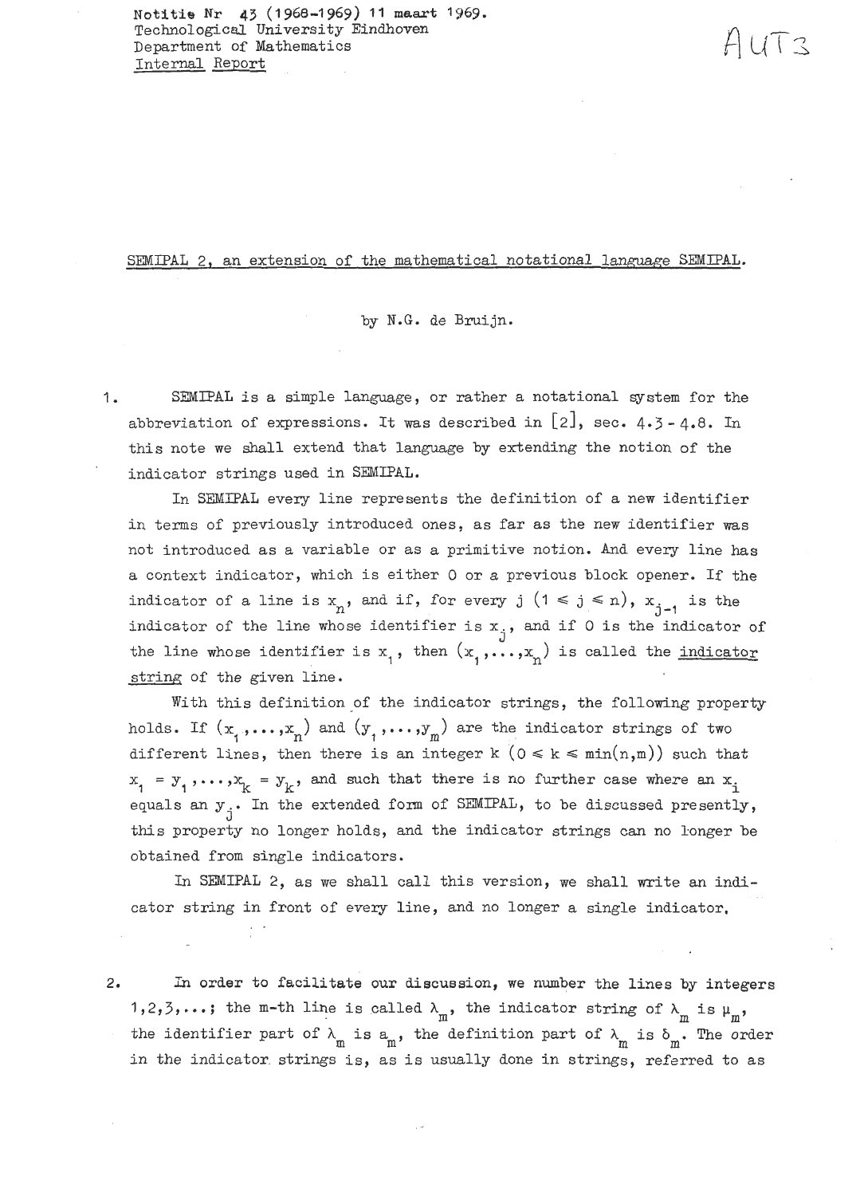Notitie Nr 43 (1968-1969) 11 maart 1969.
Technological University Eindhoven
Department of Mathematics
Internal Report

AUT3

SEMIPAL 2, an extension of the mathematical notational language SEMIPAL.

by N.G. de Bruijn.

1. SEMIPAL is a simple language, or rather a notational system for the abbreviation of expressions. It was described in [2], sec. 4.3 - 4.8. In this note we shall extend that language by extending the notion of the indicator strings used in SEMIPAL.

In SEMIPAL every line represents the definition of a new identifier in terms of previously introduced ones, as far as the new identifier was not introduced as a variable or as a primitive notion. And every line has a context indicator, which is either 0 or a previous block opener. If the indicator of a line is $x_n$, and if, for every j $(1 \leq j \leq n)$, $x_{j-1}$ is the indicator of the line whose identifier is $x_j$, and if 0 is the indicator of the line whose identifier is $x_1$, then $(x_1,\ldots,x_n)$ is called the <u>indicator string</u> of the given line.

With this definition of the indicator strings, the following property holds. If $(x_1,\ldots,x_n)$ and $(y_1,\ldots,y_m)$ are the indicator strings of two different lines, then there is an integer k $(0 \leq k \leq \min(n,m))$ such that $x_1 = y_1,\ldots,x_k = y_k$, and such that there is no further case where an $x_i$ equals an $y_j$. In the extended form of SEMIPAL, to be discussed presently, this property no longer holds, and the indicator strings can no longer be obtained from single indicators.

In SEMIPAL 2, as we shall call this version, we shall write an indicator string in front of every line, and no longer a single indicator.

2. In order to facilitate our discussion, we number the lines by integers 1,2,3,...; the m-th line is called $\lambda_m$, the indicator string of $\lambda_m$ is $\mu_m$, the identifier part of $\lambda_m$ is $a_m$, the definition part of $\lambda_m$ is $\delta_m$. The order in the indicator strings is, as is usually done in strings, referred to as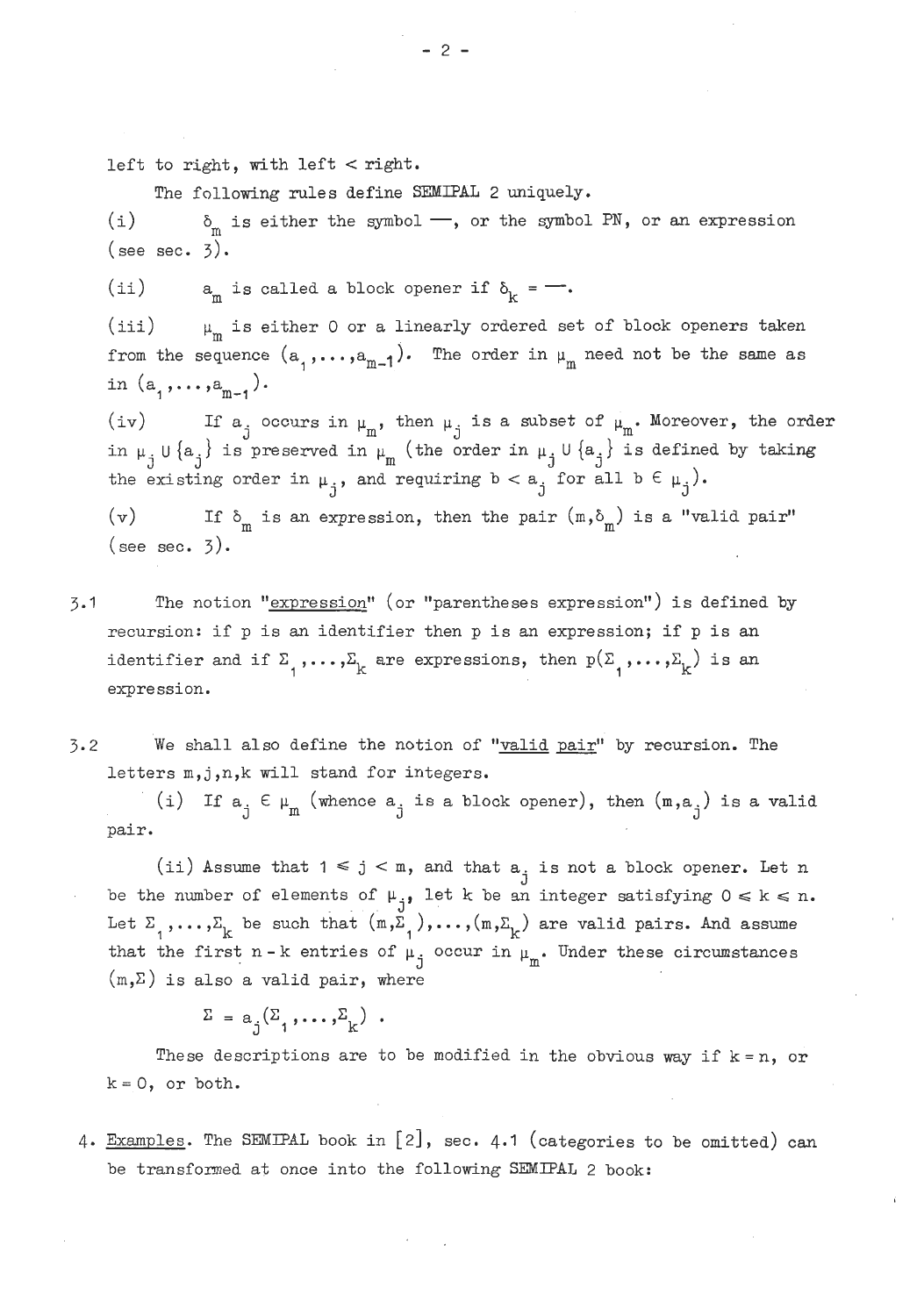left to right, with left < right.

The following rules define SEMIPAL 2 uniquely.

(i) $\delta_m$ is either the symbol —, or the symbol PN, or an expression (see sec. 3).

(ii) $a_m$ is called a block opener if $\delta_k$ = —.

(iii) $\mu_m$ is either 0 or a linearly ordered set of block openers taken from the sequence $(a_1,\ldots,a_{m-1})$. The order in $\mu_m$ need not be the same as in $(a_1,\ldots,a_{m-1})$.

(iv) If $a_j$ occurs in $\mu_m$, then $\mu_j$ is a subset of $\mu_m$. Moreover, the order in $\mu_j \cup \{a_j\}$ is preserved in $\mu_m$ (the order in $\mu_j \cup \{a_j\}$ is defined by taking the existing order in $\mu_j$, and requiring $b < a_j$ for all $b \in \mu_j$).

(v) If $\delta_m$ is an expression, then the pair $(m,\delta_m)$ is a "valid pair" (see sec. 3).

3.1 The notion "expression" (or "parentheses expression") is defined by recursion: if p is an identifier then p is an expression; if p is an identifier and if $\Sigma_1,\ldots,\Sigma_k$ are expressions, then $p(\Sigma_1,\ldots,\Sigma_k)$ is an expression.

3.2 We shall also define the notion of "valid pair" by recursion. The letters m,j,n,k will stand for integers.

(i) If $a_j \in \mu_m$ (whence $a_j$ is a block opener), then $(m,a_j)$ is a valid pair.

(ii) Assume that $1 \leqslant j < m$, and that $a_j$ is not a block opener. Let n be the number of elements of $\mu_j$, let k be an integer satisfying $0 \leqslant k \leqslant n$. Let $\Sigma_1,\ldots,\Sigma_k$ be such that $(m,\Sigma_1),\ldots,(m,\Sigma_k)$ are valid pairs. And assume that the first $n-k$ entries of $\mu_j$ occur in $\mu_m$. Under these circumstances $(m,\Sigma)$ is also a valid pair, where

$$\Sigma = a_j(\Sigma_1,\ldots,\Sigma_k) .$$

These descriptions are to be modified in the obvious way if $k = n$, or $k = 0$, or both.

4. Examples. The SEMIPAL book in [2], sec. 4.1 (categories to be omitted) can be transformed at once into the following SEMIPAL 2 book: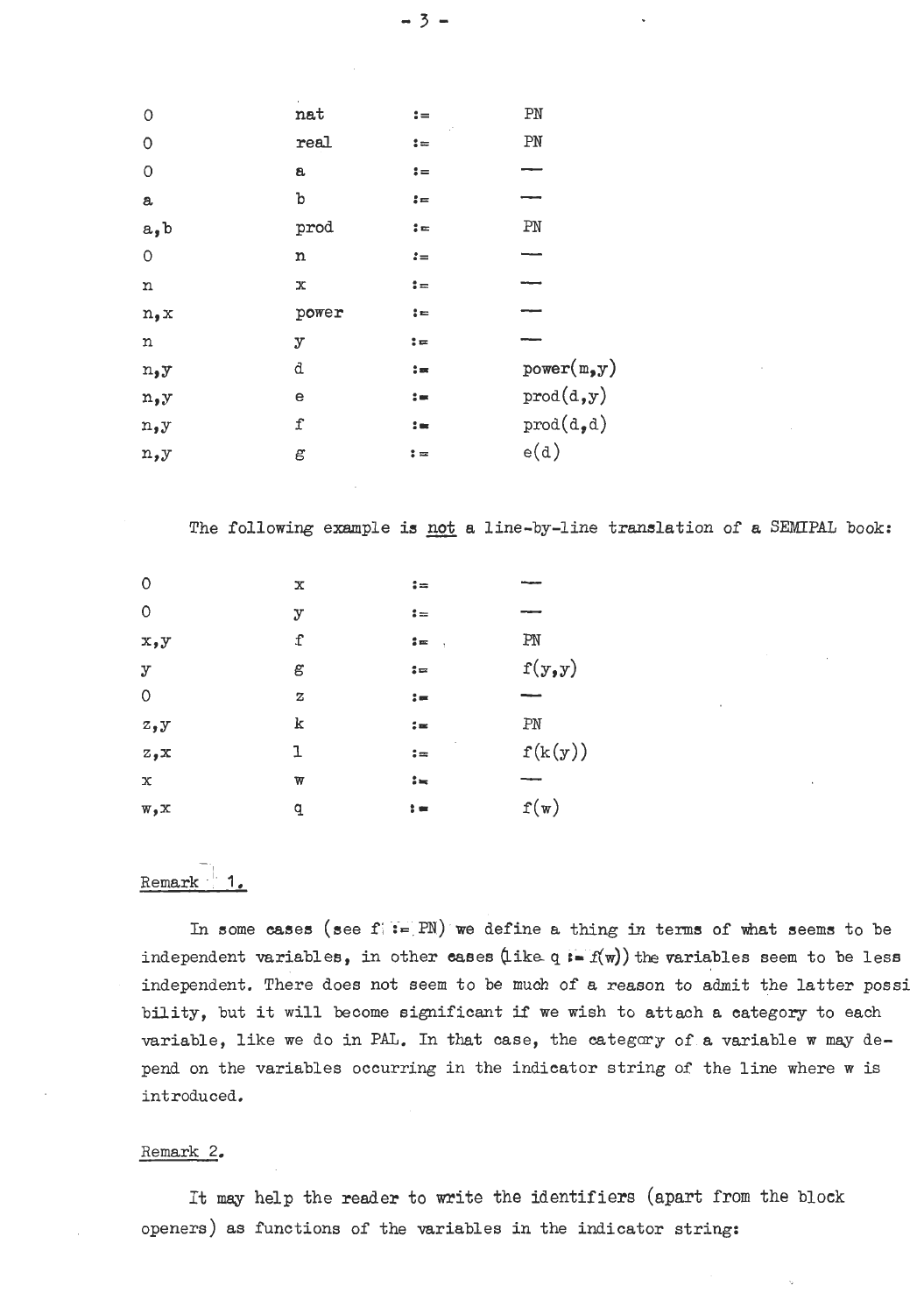| | | | |
|---|---|---|---|
| 0 | nat | := | PN |
| 0 | real | := | PN |
| 0 | a | := | — |
| a | b | := | — |
| a,b | prod | := | PN |
| 0 | n | := | — |
| n | x | := | — |
| n,x | power | := | — |
| n | y | := | — |
| n,y | d | := | power(m,y) |
| n,y | e | := | prod(d,y) |
| n,y | f | := | prod(d,d) |
| n,y | g | := | e(d) |

The following example is not a line-by-line translation of a SEMIPAL book:

| | | | |
|---|---|---|---|
| 0 | x | := | — |
| 0 | y | := | — |
| x,y | f | := | PN |
| y | g | := | f(y,y) |
| 0 | z | := | — |
| z,y | k | := | PN |
| z,x | l | := | f(k(y)) |
| x | w | := | — |
| w,x | q | := | f(w) |

Remark 1.

In some cases (see f := PN) we define a thing in terms of what seems to be independent variables, in other cases (like q := f(w)) the variables seem to be less independent. There does not seem to be much of a reason to admit the latter possibility, but it will become significant if we wish to attach a category to each variable, like we do in PAL. In that case, the category of a variable w may depend on the variables occurring in the indicator string of the line where w is introduced.

Remark 2.

It may help the reader to write the identifiers (apart from the block openers) as functions of the variables in the indicator string: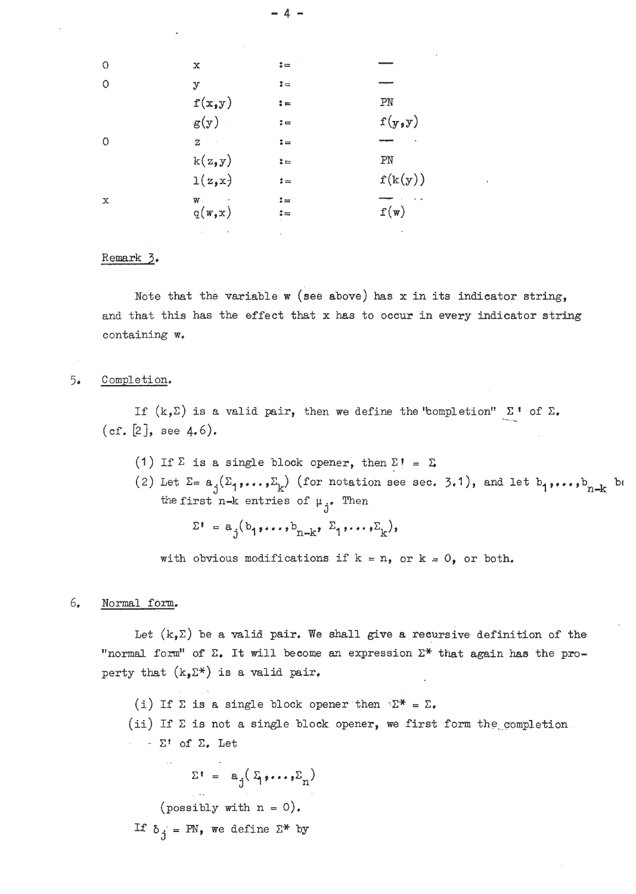| | | | |
|---|---|---|---|
| 0 | x | := | — |
| 0 | y | := | — |
| | f(x,y) | := | PN |
| | g(y) | := | f(y,y) |
| 0 | z | := | — |
| | k(z,y) | := | PN |
| | l(z,x) | := | f(k(y)) |
| x | w | := | — |
| | q(w,x) | := | f(w) |

Remark 3.

Note that the variable w (see above) has x in its indicator string, and that this has the effect that x has to occur in every indicator string containing w.

## 5. Completion.

If $(k,\Sigma)$ is a valid pair, then we define the "completion" $\Sigma'$ of $\Sigma$. (cf. [2], see 4.6).

(1) If $\Sigma$ is a single block opener, then $\Sigma' = \Sigma$

(2) Let $\Sigma = a_j(\Sigma_1,\ldots,\Sigma_k)$ (for notation see sec. 3.1), and let $b_1,\ldots,b_{n-k}$ be the first n-k entries of $\mu_j$. Then

$$\Sigma' = a_j(b_1,\ldots,b_{n-k}, \Sigma_1,\ldots,\Sigma_k),$$

with obvious modifications if k = n, or k = 0, or both.

## 6. Normal form.

Let $(k,\Sigma)$ be a valid pair. We shall give a recursive definition of the "normal form" of $\Sigma$. It will become an expression $\Sigma^*$ that again has the property that $(k,\Sigma^*)$ is a valid pair.

(i) If $\Sigma$ is a single block opener then $\Sigma^* = \Sigma$.

(ii) If $\Sigma$ is not a single block opener, we first form the completion $\Sigma'$ of $\Sigma$. Let

$$\Sigma' = a_j(\Sigma_1,\ldots,\Sigma_n)$$

(possibly with n = 0).

If $\delta_j$ = PN, we define $\Sigma^*$ by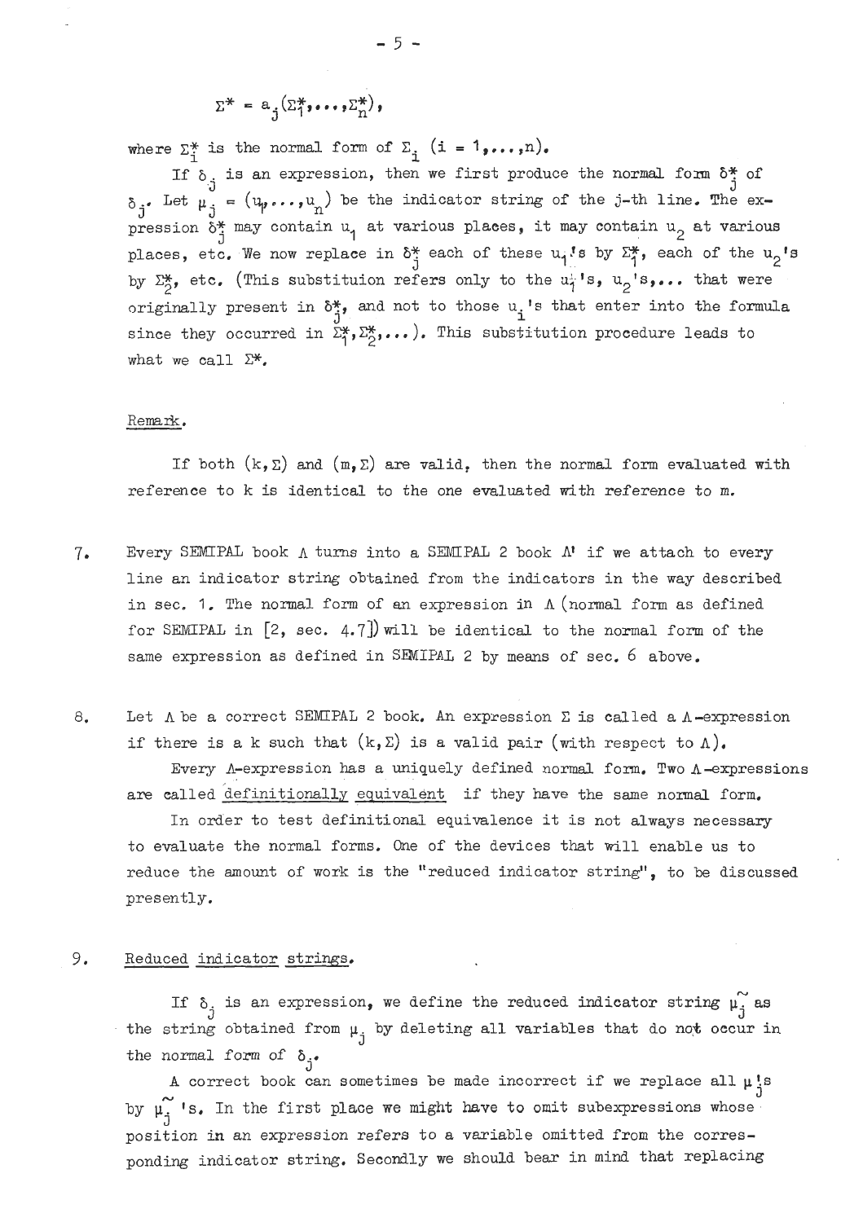$$\Sigma^* = a_j(\Sigma_1^*,\ldots,\Sigma_n^*),$$

where $\Sigma_i^*$ is the normal form of $\Sigma_i$ $(i = 1,\ldots,n)$.

If $\delta_j$ is an expression, then we first produce the normal form $\delta_j^*$ of $\delta_j$. Let $\mu_j = (u_1,\ldots,u_n)$ be the indicator string of the j-th line. The expression $\delta_j^*$ may contain $u_1$ at various places, it may contain $u_2$ at various places, etc. We now replace in $\delta_j^*$ each of these $u_1$'s by $\Sigma_1^*$, each of the $u_2$'s by $\Sigma_2^*$, etc. (This substituion refers only to the $u_1$'s, $u_2$'s,... that were originally present in $\delta_j^*$, and not to those $u_i$'s that enter into the formula since they occurred in $\Sigma_1^*,\Sigma_2^*,\ldots$). This substitution procedure leads to what we call $\Sigma^*$.

Remark.

If both $(k,\Sigma)$ and $(m,\Sigma)$ are valid, then the normal form evaluated with reference to k is identical to the one evaluated with reference to m.

7. Every SEMIPAL book $\Lambda$ turns into a SEMIPAL 2 book $\Lambda'$ if we attach to every line an indicator string obtained from the indicators in the way described in sec. 1. The normal form of an expression in $\Lambda$ (normal form as defined for SEMIPAL in [2, sec. 4.7]) will be identical to the normal form of the same expression as defined in SEMIPAL 2 by means of sec. 6 above.

8. Let $\Lambda$ be a correct SEMIPAL 2 book. An expression $\Sigma$ is called a $\Lambda$-expression if there is a k such that $(k,\Sigma)$ is a valid pair (with respect to $\Lambda$).

Every $\Lambda$-expression has a uniquely defined normal form. Two $\Lambda$-expressions are called definitionally equivalent if they have the same normal form.

In order to test definitional equivalence it is not always necessary to evaluate the normal forms. One of the devices that will enable us to reduce the amount of work is the "reduced indicator string", to be discussed presently.

9. Reduced indicator strings.

If $\delta_j$ is an expression, we define the reduced indicator string $\tilde{\mu}_j$ as the string obtained from $\mu_j$ by deleting all variables that do not occur in the normal form of $\delta_j$.

A correct book can sometimes be made incorrect if we replace all $\mu_j$'s by $\tilde{\mu}_j$'s. In the first place we might have to omit subexpressions whose position in an expression refers to a variable omitted from the corresponding indicator string. Secondly we should bear in mind that replacing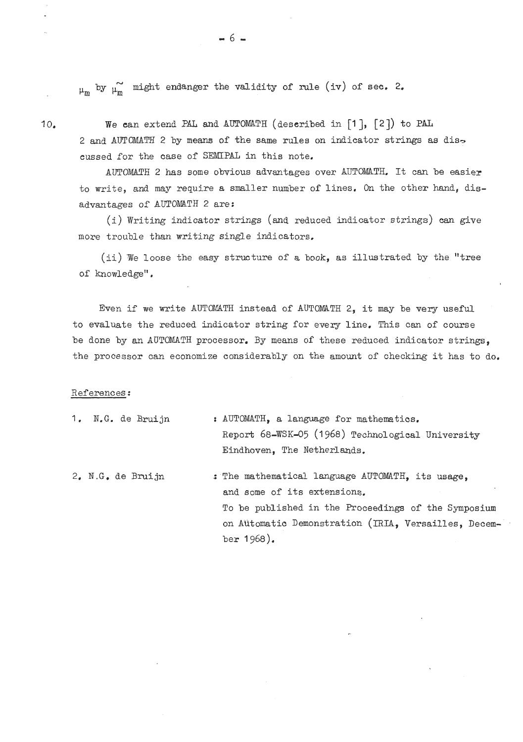$\mu_m$ by $\mu_m^{\sim}$ might endanger the validity of rule (iv) of sec. 2.

10. We can extend PAL and AUTOMATH (described in [1], [2]) to PAL 2 and AUTOMATH 2 by means of the same rules on indicator strings as discussed for the case of SEMIPAL in this note.

AUTOMATH 2 has some obvious advantages over AUTOMATH. It can be easier to write, and may require a smaller number of lines. On the other hand, disadvantages of AUTOMATH 2 are:

(i) Writing indicator strings (and reduced indicator strings) can give more trouble than writing single indicators.

(ii) We loose the easy structure of a book, as illustrated by the "tree of knowledge".

Even if we write AUTOMATH instead of AUTOMATH 2, it may be very useful to evaluate the reduced indicator string for every line. This can of course be done by an AUTOMATH processor. By means of these reduced indicator strings, the processor can economize considerably on the amount of checking it has to do.

References:

1. N.G. de Bruijn : AUTOMATH, a language for mathematics. Report 68-WSK-05 (1968) Technological University Eindhoven, The Netherlands.

2. N.G. de Bruijn : The mathematical language AUTOMATH, its usage, and some of its extensions. To be published in the Proceedings of the Symposium on Automatic Demonstration (IRIA, Versailles, December 1968).